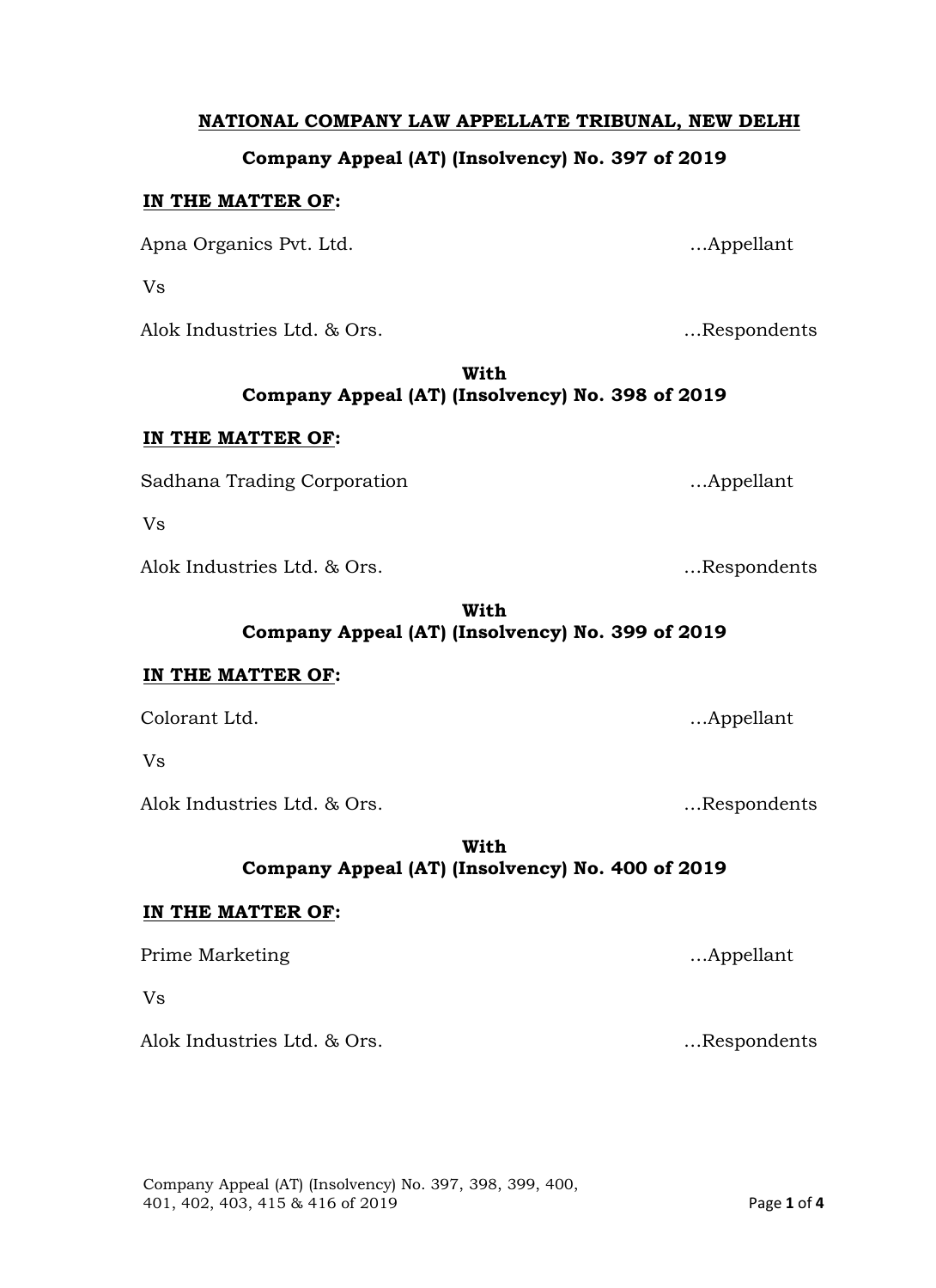**<u>NATIONAL COMPANY LAW APPELLATE TRIBUNAL, NEW DELHI</u>**

**Company Appeal (AT) (Insolvency) No. 397 of 2019**

**<u>IN THE MATTER OF</u>:**

Apna Organics Pvt. Ltd. ...Appellant

Vs

Alok Industries Ltd. & Ors. ...Respondents

**With**
**Company Appeal (AT) (Insolvency) No. 398 of 2019**

**<u>IN THE MATTER OF</u>:**

Sadhana Trading Corporation ...Appellant

Vs

Alok Industries Ltd. & Ors. ...Respondents

**With**
**Company Appeal (AT) (Insolvency) No. 399 of 2019**

**<u>IN THE MATTER OF</u>:**

Colorant Ltd. ...Appellant

Vs

Alok Industries Ltd. & Ors. ...Respondents

**With**
**Company Appeal (AT) (Insolvency) No. 400 of 2019**

**<u>IN THE MATTER OF</u>:**

Prime Marketing ...Appellant

Vs

Alok Industries Ltd. & Ors. ...Respondents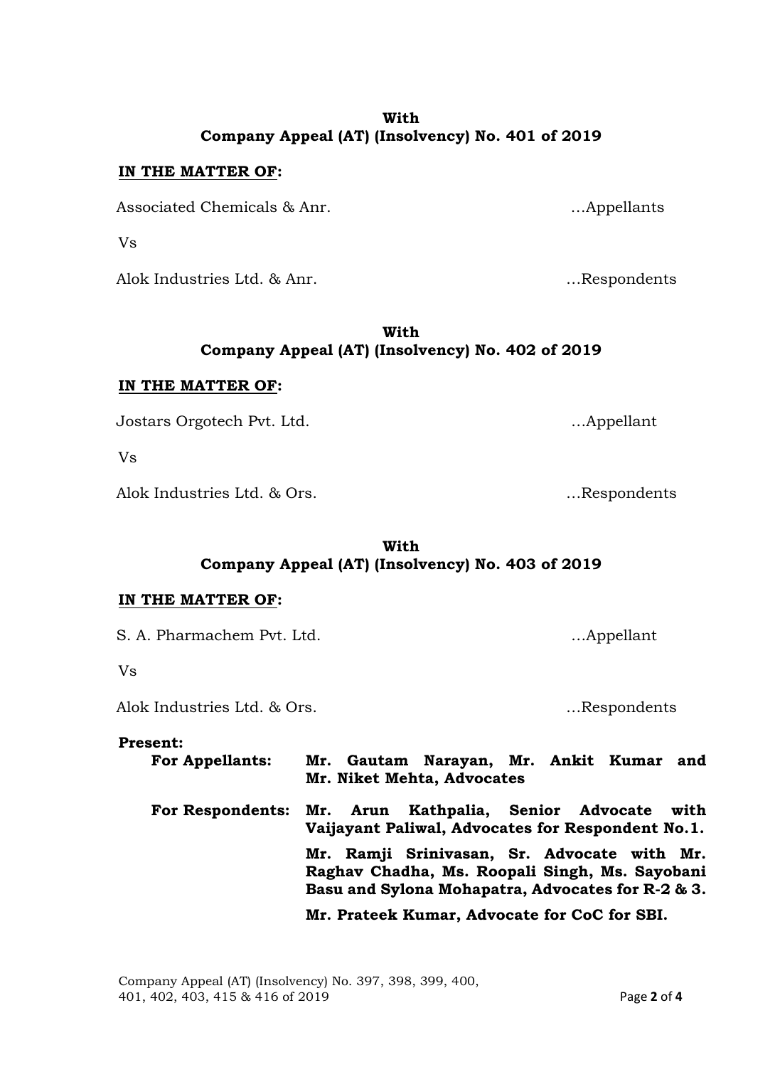**With**
**Company Appeal (AT) (Insolvency) No. 401 of 2019**

**IN THE MATTER OF:**

Associated Chemicals & Anr. …Appellants

Vs

Alok Industries Ltd. & Anr. …Respondents

**With**
**Company Appeal (AT) (Insolvency) No. 402 of 2019**

**IN THE MATTER OF:**

Jostars Orgotech Pvt. Ltd. …Appellant

Vs

Alok Industries Ltd. & Ors. …Respondents

**With**
**Company Appeal (AT) (Insolvency) No. 403 of 2019**

**IN THE MATTER OF:**

S. A. Pharmachem Pvt. Ltd. …Appellant

Vs

Alok Industries Ltd. & Ors. …Respondents

**Present:**

**For Appellants:** **Mr. Gautam Narayan, Mr. Ankit Kumar and Mr. Niket Mehta, Advocates**

**For Respondents:** **Mr. Arun Kathpalia, Senior Advocate with Vaijayant Paliwal, Advocates for Respondent No.1.**

**Mr. Ramji Srinivasan, Sr. Advocate with Mr. Raghav Chadha, Ms. Roopali Singh, Ms. Sayobani Basu and Sylona Mohapatra, Advocates for R-2 & 3.**

**Mr. Prateek Kumar, Advocate for CoC for SBI.**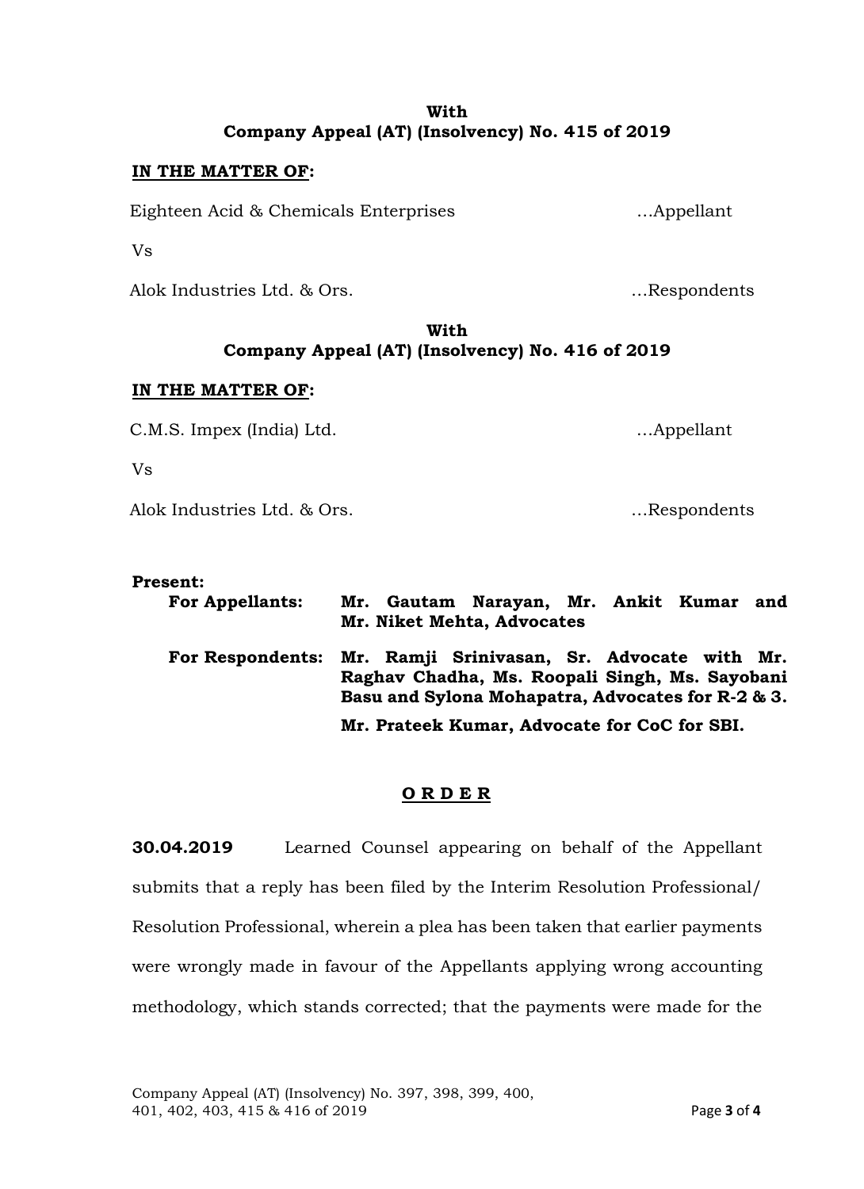**With**
**Company Appeal (AT) (Insolvency) No. 415 of 2019**

**IN THE MATTER OF:**

Eighteen Acid & Chemicals Enterprises …Appellant

Vs

Alok Industries Ltd. & Ors. …Respondents

**With**
**Company Appeal (AT) (Insolvency) No. 416 of 2019**

**IN THE MATTER OF:**

C.M.S. Impex (India) Ltd. …Appellant

Vs

Alok Industries Ltd. & Ors. …Respondents

**Present:**

**For Appellants:** **Mr. Gautam Narayan, Mr. Ankit Kumar and Mr. Niket Mehta, Advocates**

**For Respondents:** **Mr. Ramji Srinivasan, Sr. Advocate with Mr. Raghav Chadha, Ms. Roopali Singh, Ms. Sayobani Basu and Sylona Mohapatra, Advocates for R-2 & 3.**

**Mr. Prateek Kumar, Advocate for CoC for SBI.**

**O R D E R**

**30.04.2019** Learned Counsel appearing on behalf of the Appellant submits that a reply has been filed by the Interim Resolution Professional/ Resolution Professional, wherein a plea has been taken that earlier payments were wrongly made in favour of the Appellants applying wrong accounting methodology, which stands corrected; that the payments were made for the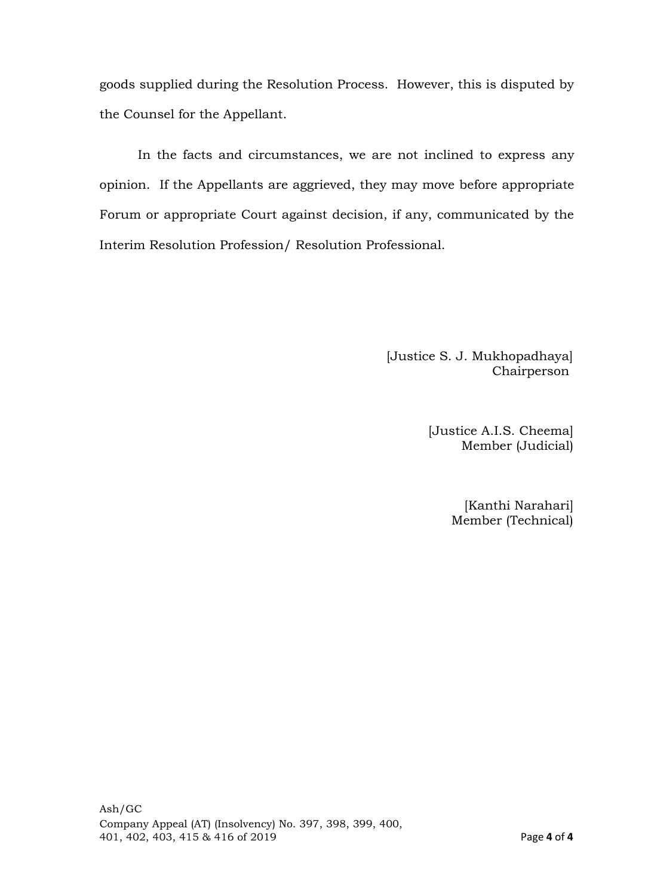goods supplied during the Resolution Process. However, this is disputed by the Counsel for the Appellant.

In the facts and circumstances, we are not inclined to express any opinion. If the Appellants are aggrieved, they may move before appropriate Forum or appropriate Court against decision, if any, communicated by the Interim Resolution Profession/ Resolution Professional.

[Justice S. J. Mukhopadhaya]
Chairperson

[Justice A.I.S. Cheema]
Member (Judicial)

[Kanthi Narahari]
Member (Technical)

Ash/GC